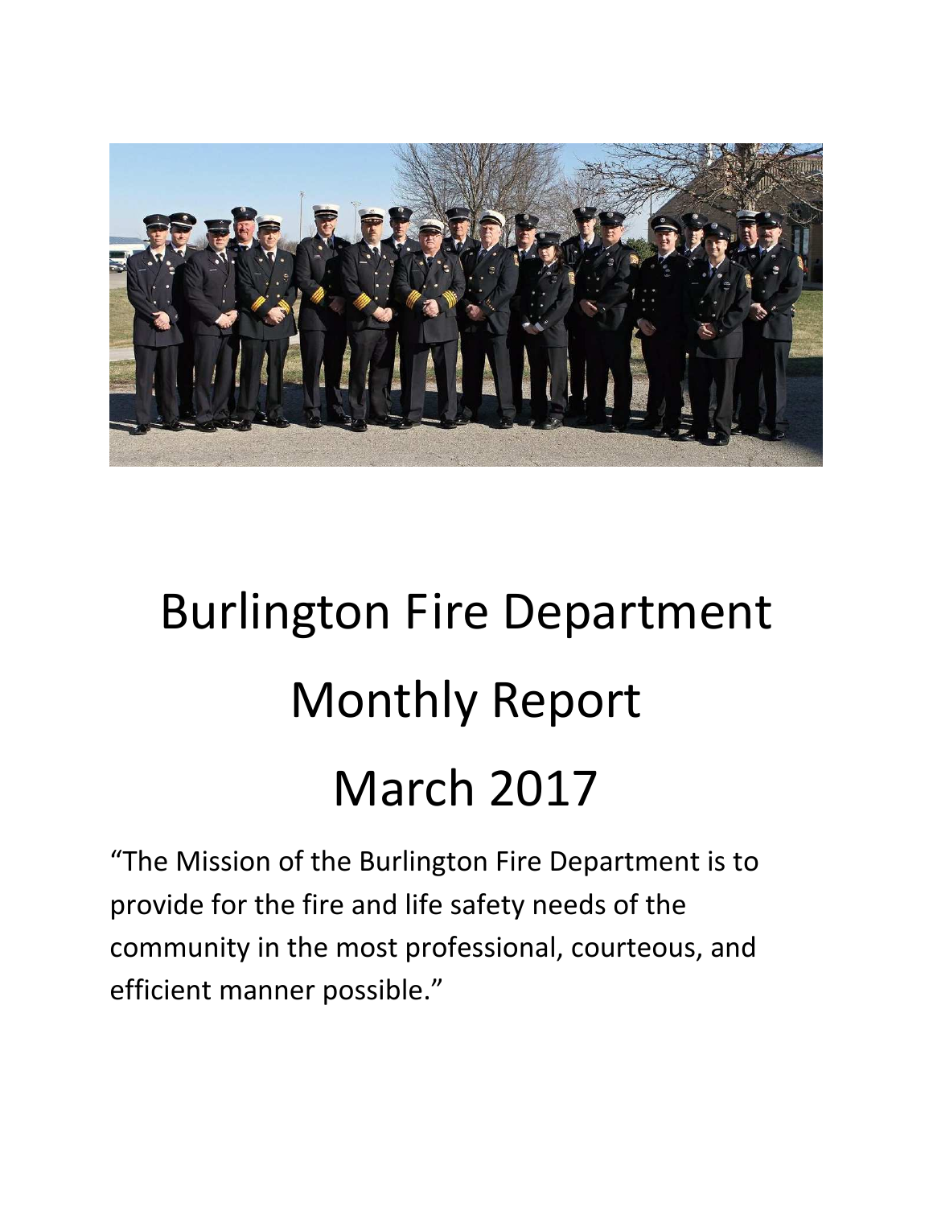# Burlington Fire Department

# Monthly Report

# March 2017

"The Mission of the Burlington Fire Department is to provide for the fire and life safety needs of the community in the most professional, courteous, and efficient manner possible."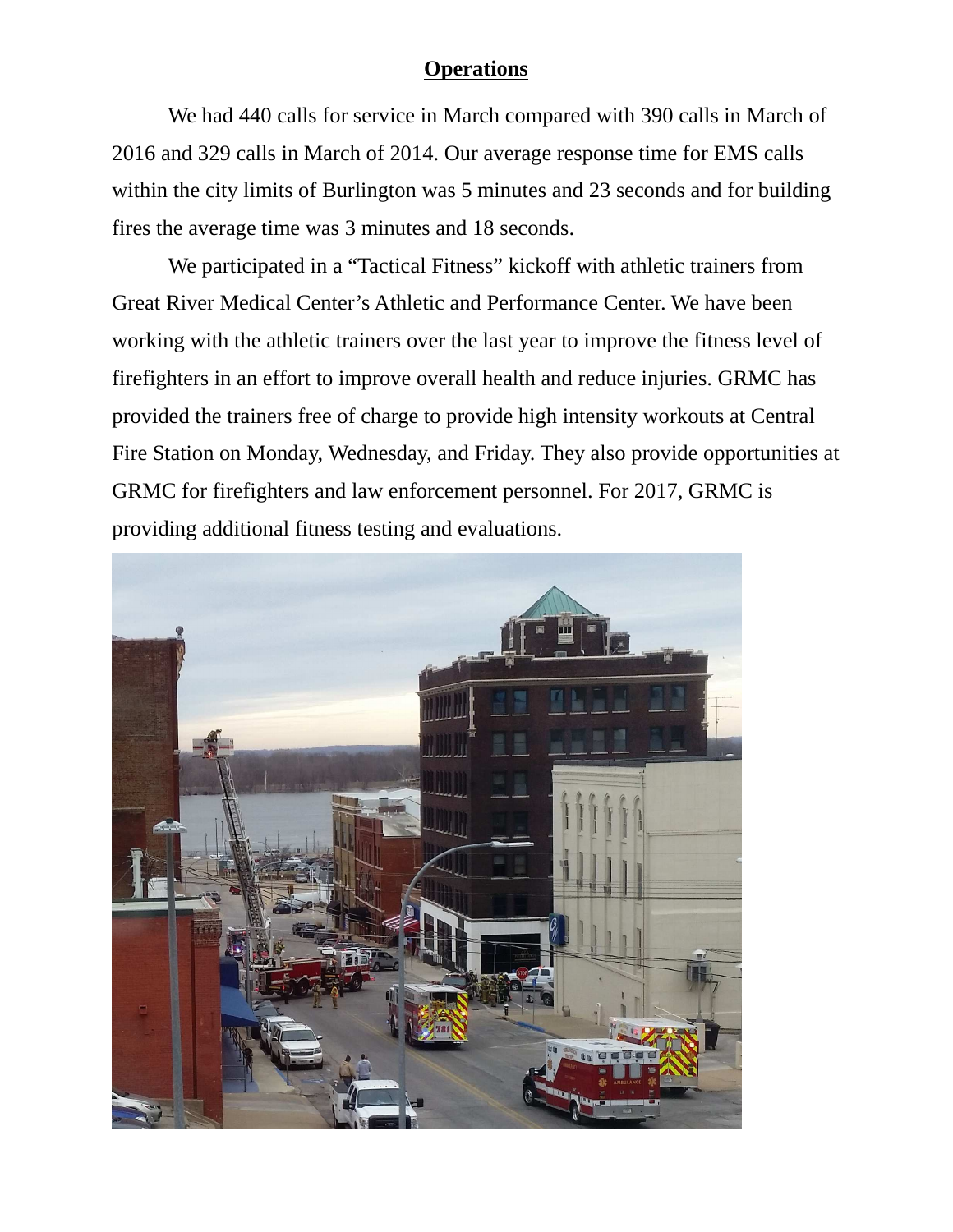## Operations

We had 440 calls for service in March compared with 390 calls in March of 2016 and 329 calls in March of 2014. Our average response time for EMS calls within the city limits of Burlington was 5 minutes and 23 seconds and for building fires the average time was 3 minutes and 18 seconds.

We participated in a "Tactical Fitness" kickoff with athletic trainers from Great River Medical Center's Athletic and Performance Center. We have been working with the athletic trainers over the last year to improve the fitness level of firefighters in an effort to improve overall health and reduce injuries. GRMC has provided the trainers free of charge to provide high intensity workouts at Central Fire Station on Monday, Wednesday, and Friday. They also provide opportunities at GRMC for firefighters and law enforcement personnel. For 2017, GRMC is providing additional fitness testing and evaluations.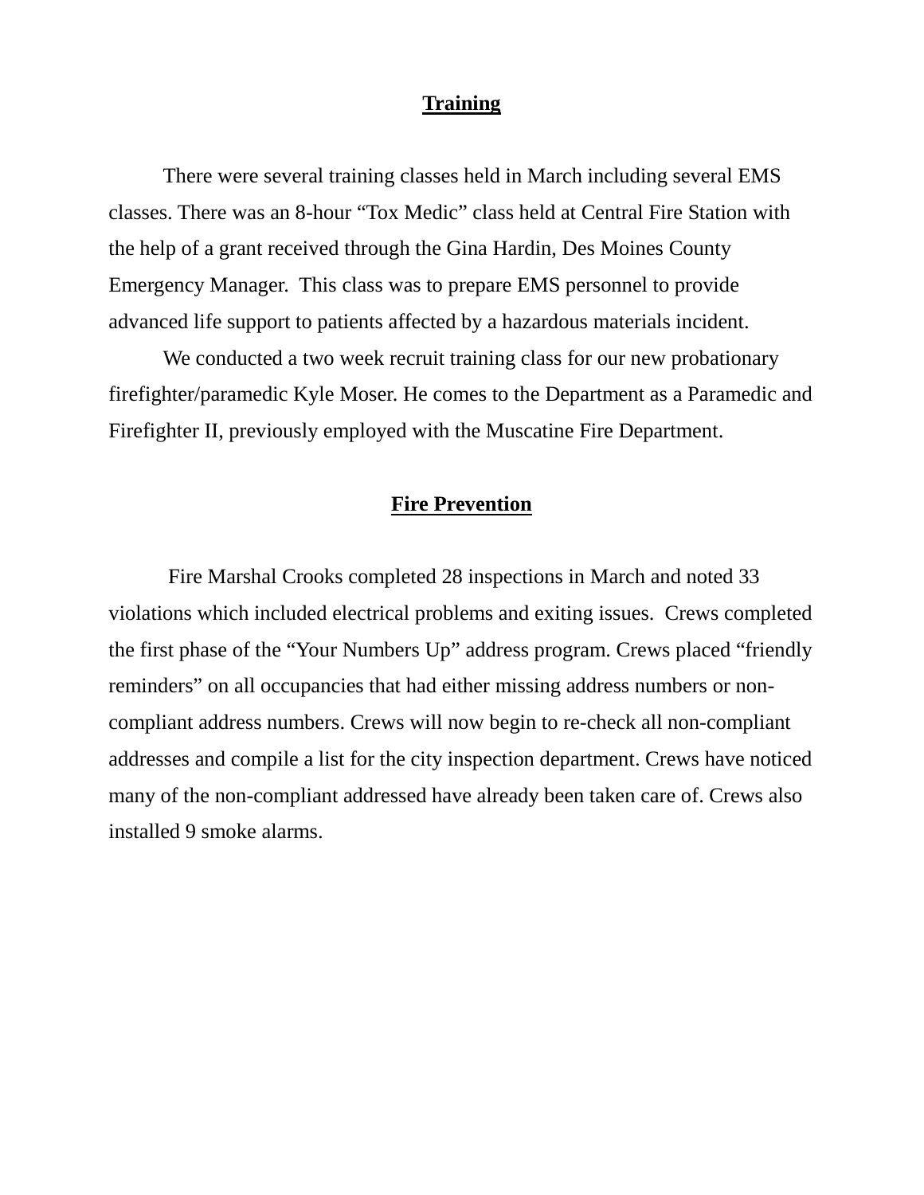## Training

There were several training classes held in March including several EMS classes. There was an 8-hour "Tox Medic" class held at Central Fire Station with the help of a grant received through the Gina Hardin, Des Moines County Emergency Manager. This class was to prepare EMS personnel to provide advanced life support to patients affected by a hazardous materials incident.

We conducted a two week recruit training class for our new probationary firefighter/paramedic Kyle Moser. He comes to the Department as a Paramedic and Firefighter II, previously employed with the Muscatine Fire Department.

## Fire Prevention

Fire Marshal Crooks completed 28 inspections in March and noted 33 violations which included electrical problems and exiting issues. Crews completed the first phase of the "Your Numbers Up" address program. Crews placed "friendly reminders" on all occupancies that had either missing address numbers or non-compliant address numbers. Crews will now begin to re-check all non-compliant addresses and compile a list for the city inspection department. Crews have noticed many of the non-compliant addressed have already been taken care of. Crews also installed 9 smoke alarms.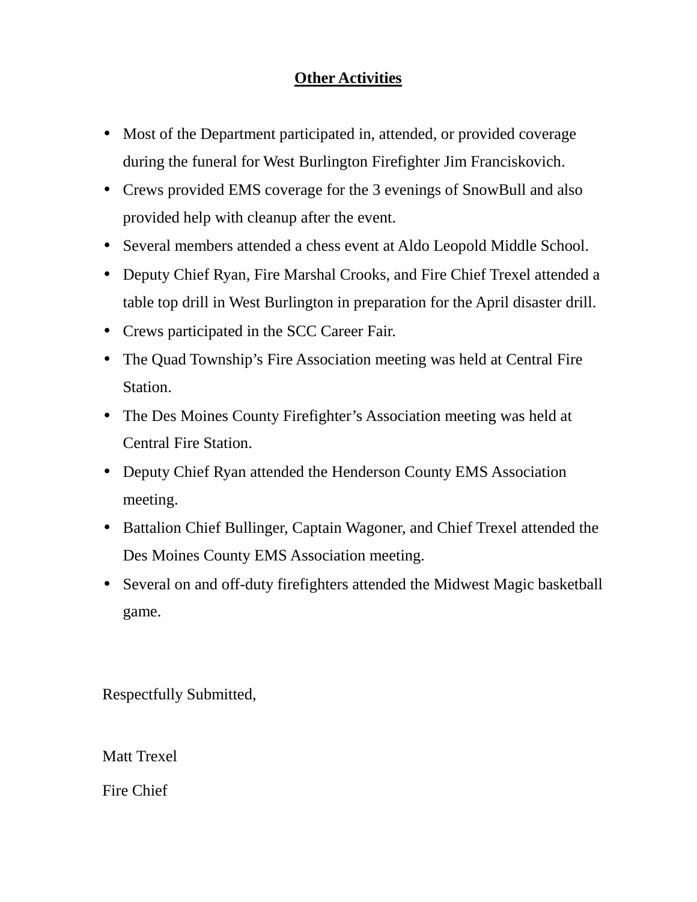## Other Activities

- Most of the Department participated in, attended, or provided coverage during the funeral for West Burlington Firefighter Jim Franciskovich.
- Crews provided EMS coverage for the 3 evenings of SnowBull and also provided help with cleanup after the event.
- Several members attended a chess event at Aldo Leopold Middle School.
- Deputy Chief Ryan, Fire Marshal Crooks, and Fire Chief Trexel attended a table top drill in West Burlington in preparation for the April disaster drill.
- Crews participated in the SCC Career Fair.
- The Quad Township's Fire Association meeting was held at Central Fire Station.
- The Des Moines County Firefighter's Association meeting was held at Central Fire Station.
- Deputy Chief Ryan attended the Henderson County EMS Association meeting.
- Battalion Chief Bullinger, Captain Wagoner, and Chief Trexel attended the Des Moines County EMS Association meeting.
- Several on and off-duty firefighters attended the Midwest Magic basketball game.

Respectfully Submitted,

Matt Trexel

Fire Chief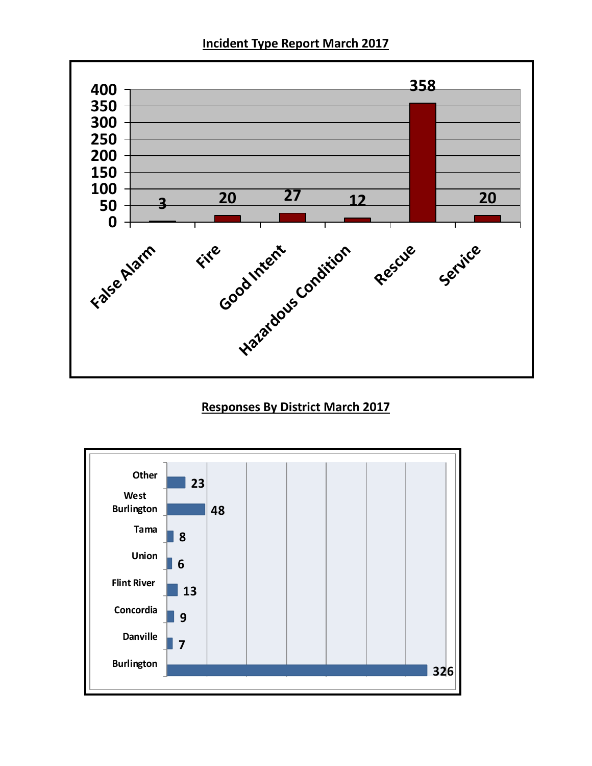**Incident Type Report March 2017**

| Incident Type | Count |
|---|---|
| False Alarm | 3 |
| Fire | 20 |
| Good Intent | 27 |
| Hazardous Condition | 12 |
| Rescue | 358 |
| Service | 20 |

**Responses By District March 2017**

| District | Responses |
|---|---|
| Other | 23 |
| West Burlington | 48 |
| Tama | 8 |
| Union | 6 |
| Flint River | 13 |
| Concordia | 9 |
| Danville | 7 |
| Burlington | 326 |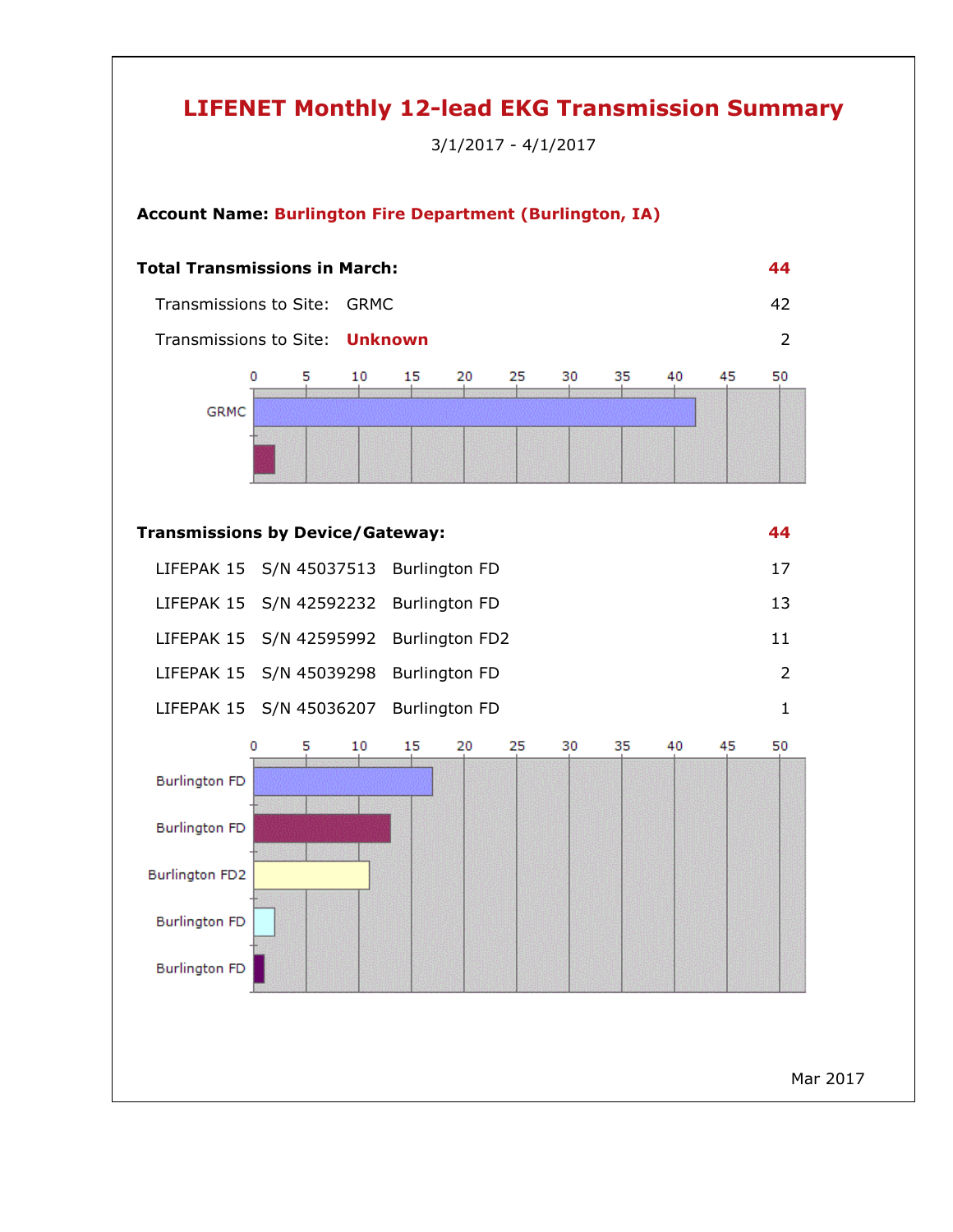# LIFENET Monthly 12-lead EKG Transmission Summary

3/1/2017 - 4/1/2017

**Account Name: Burlington Fire Department (Burlington, IA)**

| **Total Transmissions in March:** | | **44** |
|---|---|---|
| Transmissions to Site: | GRMC | 42 |
| Transmissions to Site: | **Unknown** | 2 |

| **Transmissions by Device/Gateway:** | | | **44** |
|---|---|---|---|
| LIFEPAK 15 | S/N 45037513 | Burlington FD | 17 |
| LIFEPAK 15 | S/N 42592232 | Burlington FD | 13 |
| LIFEPAK 15 | S/N 42595992 | Burlington FD2 | 11 |
| LIFEPAK 15 | S/N 45039298 | Burlington FD | 2 |
| LIFEPAK 15 | S/N 45036207 | Burlington FD | 1 |

Mar 2017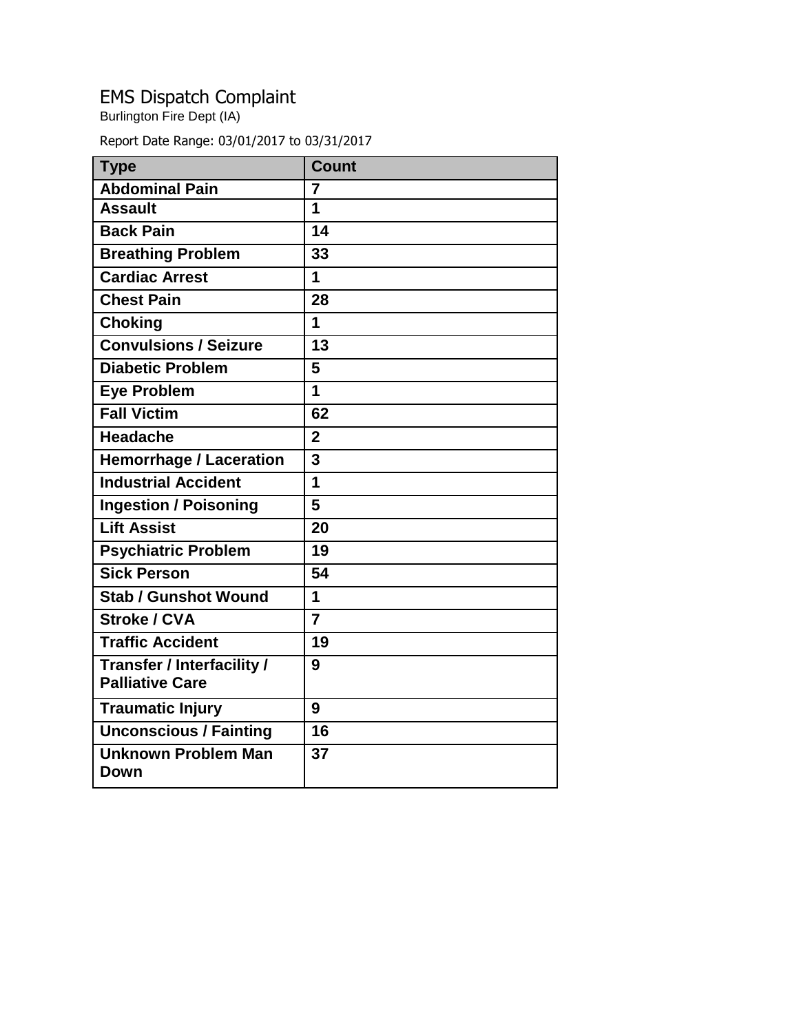# EMS Dispatch Complaint

Burlington Fire Dept (IA)

Report Date Range: 03/01/2017 to 03/31/2017

| Type | Count |
|---|---|
| Abdominal Pain | 7 |
| Assault | 1 |
| Back Pain | 14 |
| Breathing Problem | 33 |
| Cardiac Arrest | 1 |
| Chest Pain | 28 |
| Choking | 1 |
| Convulsions / Seizure | 13 |
| Diabetic Problem | 5 |
| Eye Problem | 1 |
| Fall Victim | 62 |
| Headache | 2 |
| Hemorrhage / Laceration | 3 |
| Industrial Accident | 1 |
| Ingestion / Poisoning | 5 |
| Lift Assist | 20 |
| Psychiatric Problem | 19 |
| Sick Person | 54 |
| Stab / Gunshot Wound | 1 |
| Stroke / CVA | 7 |
| Traffic Accident | 19 |
| Transfer / Interfacility / Palliative Care | 9 |
| Traumatic Injury | 9 |
| Unconscious / Fainting | 16 |
| Unknown Problem Man Down | 37 |